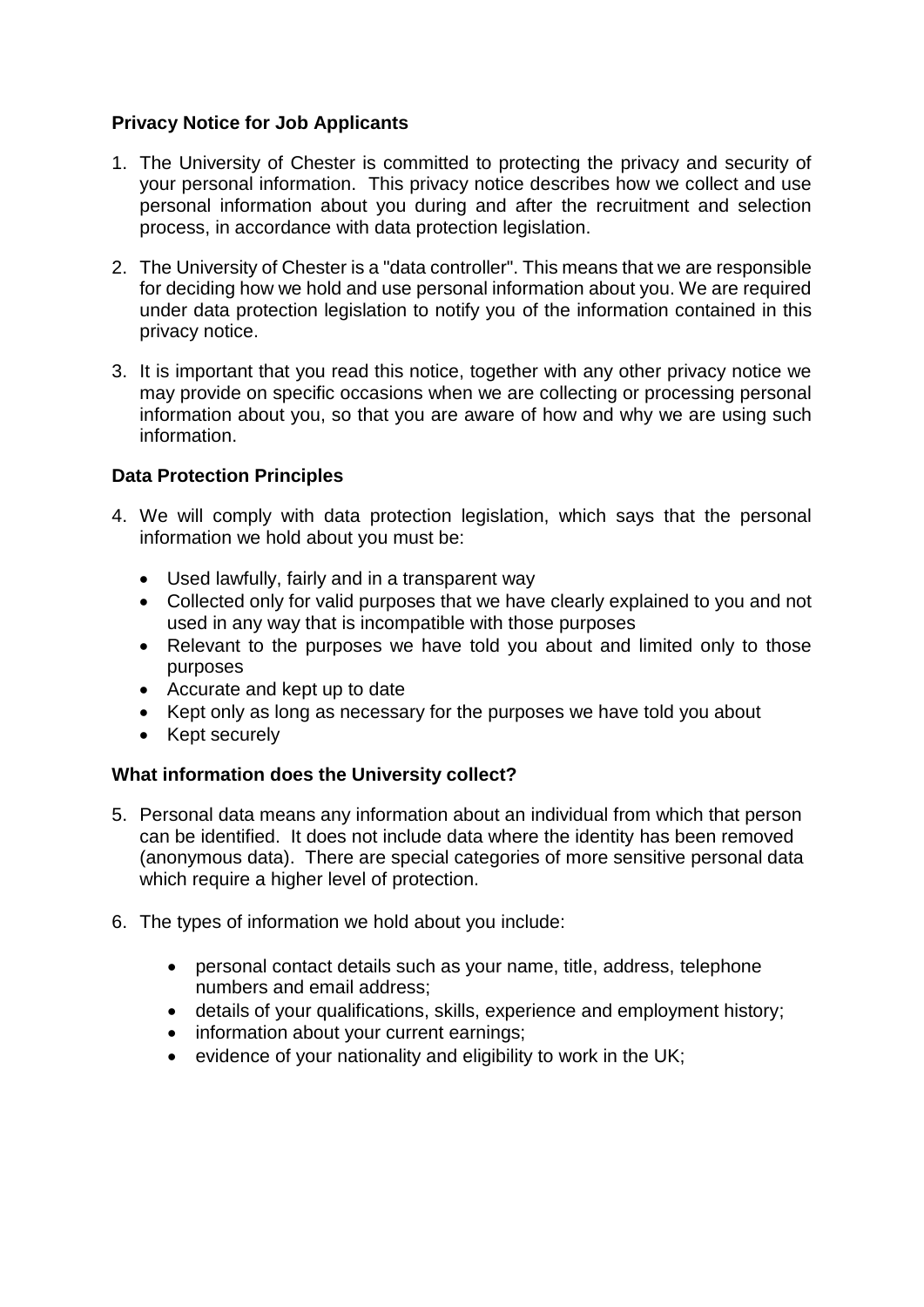## Privacy Notice for Job Applicants

1. The University of Chester is committed to protecting the privacy and security of your personal information. This privacy notice describes how we collect and use personal information about you during and after the recruitment and selection process, in accordance with data protection legislation.

2. The University of Chester is a "data controller". This means that we are responsible for deciding how we hold and use personal information about you. We are required under data protection legislation to notify you of the information contained in this privacy notice.

3. It is important that you read this notice, together with any other privacy notice we may provide on specific occasions when we are collecting or processing personal information about you, so that you are aware of how and why we are using such information.

## Data Protection Principles

4. We will comply with data protection legislation, which says that the personal information we hold about you must be:

   - Used lawfully, fairly and in a transparent way
   - Collected only for valid purposes that we have clearly explained to you and not used in any way that is incompatible with those purposes
   - Relevant to the purposes we have told you about and limited only to those purposes
   - Accurate and kept up to date
   - Kept only as long as necessary for the purposes we have told you about
   - Kept securely

## What information does the University collect?

5. Personal data means any information about an individual from which that person can be identified. It does not include data where the identity has been removed (anonymous data). There are special categories of more sensitive personal data which require a higher level of protection.

6. The types of information we hold about you include:

   - personal contact details such as your name, title, address, telephone numbers and email address;
   - details of your qualifications, skills, experience and employment history;
   - information about your current earnings;
   - evidence of your nationality and eligibility to work in the UK;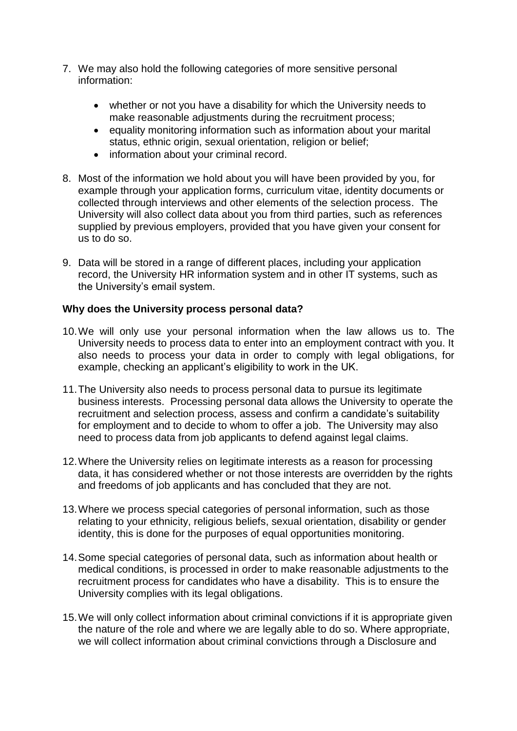7. We may also hold the following categories of more sensitive personal information:

    - whether or not you have a disability for which the University needs to make reasonable adjustments during the recruitment process;
    - equality monitoring information such as information about your marital status, ethnic origin, sexual orientation, religion or belief;
    - information about your criminal record.

8. Most of the information we hold about you will have been provided by you, for example through your application forms, curriculum vitae, identity documents or collected through interviews and other elements of the selection process. The University will also collect data about you from third parties, such as references supplied by previous employers, provided that you have given your consent for us to do so.

9. Data will be stored in a range of different places, including your application record, the University HR information system and in other IT systems, such as the University's email system.

**Why does the University process personal data?**

10. We will only use your personal information when the law allows us to. The University needs to process data to enter into an employment contract with you. It also needs to process your data in order to comply with legal obligations, for example, checking an applicant's eligibility to work in the UK.

11. The University also needs to process personal data to pursue its legitimate business interests. Processing personal data allows the University to operate the recruitment and selection process, assess and confirm a candidate's suitability for employment and to decide to whom to offer a job. The University may also need to process data from job applicants to defend against legal claims.

12. Where the University relies on legitimate interests as a reason for processing data, it has considered whether or not those interests are overridden by the rights and freedoms of job applicants and has concluded that they are not.

13. Where we process special categories of personal information, such as those relating to your ethnicity, religious beliefs, sexual orientation, disability or gender identity, this is done for the purposes of equal opportunities monitoring.

14. Some special categories of personal data, such as information about health or medical conditions, is processed in order to make reasonable adjustments to the recruitment process for candidates who have a disability. This is to ensure the University complies with its legal obligations.

15. We will only collect information about criminal convictions if it is appropriate given the nature of the role and where we are legally able to do so. Where appropriate, we will collect information about criminal convictions through a Disclosure and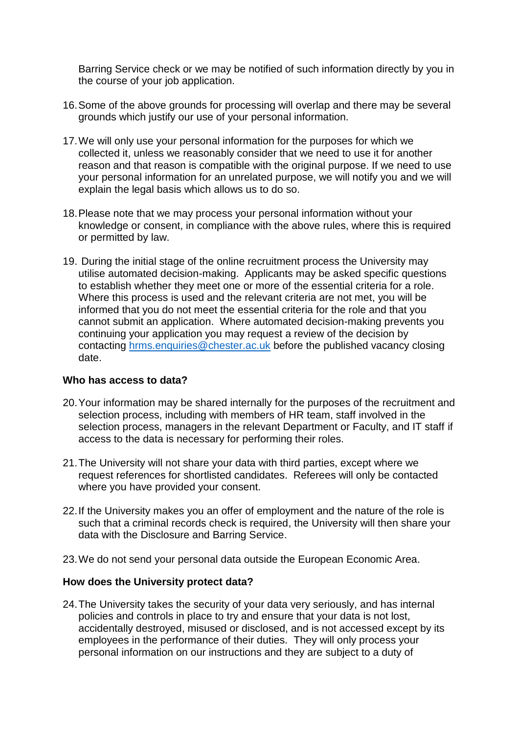Barring Service check or we may be notified of such information directly by you in the course of your job application.

16. Some of the above grounds for processing will overlap and there may be several grounds which justify our use of your personal information.

17. We will only use your personal information for the purposes for which we collected it, unless we reasonably consider that we need to use it for another reason and that reason is compatible with the original purpose. If we need to use your personal information for an unrelated purpose, we will notify you and we will explain the legal basis which allows us to do so.

18. Please note that we may process your personal information without your knowledge or consent, in compliance with the above rules, where this is required or permitted by law.

19. During the initial stage of the online recruitment process the University may utilise automated decision-making. Applicants may be asked specific questions to establish whether they meet one or more of the essential criteria for a role. Where this process is used and the relevant criteria are not met, you will be informed that you do not meet the essential criteria for the role and that you cannot submit an application. Where automated decision-making prevents you continuing your application you may request a review of the decision by contacting [hrms.enquiries@chester.ac.uk](mailto:hrms.enquiries@chester.ac.uk) before the published vacancy closing date.

**Who has access to data?**

20. Your information may be shared internally for the purposes of the recruitment and selection process, including with members of HR team, staff involved in the selection process, managers in the relevant Department or Faculty, and IT staff if access to the data is necessary for performing their roles.

21. The University will not share your data with third parties, except where we request references for shortlisted candidates. Referees will only be contacted where you have provided your consent.

22. If the University makes you an offer of employment and the nature of the role is such that a criminal records check is required, the University will then share your data with the Disclosure and Barring Service.

23. We do not send your personal data outside the European Economic Area.

**How does the University protect data?**

24. The University takes the security of your data very seriously, and has internal policies and controls in place to try and ensure that your data is not lost, accidentally destroyed, misused or disclosed, and is not accessed except by its employees in the performance of their duties. They will only process your personal information on our instructions and they are subject to a duty of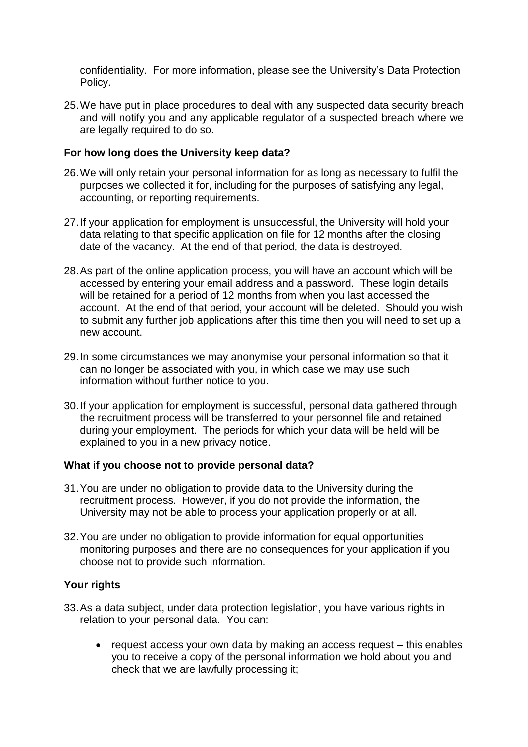confidentiality. For more information, please see the University's Data Protection Policy.

25. We have put in place procedures to deal with any suspected data security breach and will notify you and any applicable regulator of a suspected breach where we are legally required to do so.

**For how long does the University keep data?**

26. We will only retain your personal information for as long as necessary to fulfil the purposes we collected it for, including for the purposes of satisfying any legal, accounting, or reporting requirements.

27. If your application for employment is unsuccessful, the University will hold your data relating to that specific application on file for 12 months after the closing date of the vacancy. At the end of that period, the data is destroyed.

28. As part of the online application process, you will have an account which will be accessed by entering your email address and a password. These login details will be retained for a period of 12 months from when you last accessed the account. At the end of that period, your account will be deleted. Should you wish to submit any further job applications after this time then you will need to set up a new account.

29. In some circumstances we may anonymise your personal information so that it can no longer be associated with you, in which case we may use such information without further notice to you.

30. If your application for employment is successful, personal data gathered through the recruitment process will be transferred to your personnel file and retained during your employment. The periods for which your data will be held will be explained to you in a new privacy notice.

**What if you choose not to provide personal data?**

31. You are under no obligation to provide data to the University during the recruitment process. However, if you do not provide the information, the University may not be able to process your application properly or at all.

32. You are under no obligation to provide information for equal opportunities monitoring purposes and there are no consequences for your application if you choose not to provide such information.

**Your rights**

33. As a data subject, under data protection legislation, you have various rights in relation to your personal data. You can:

    - request access your own data by making an access request – this enables you to receive a copy of the personal information we hold about you and check that we are lawfully processing it;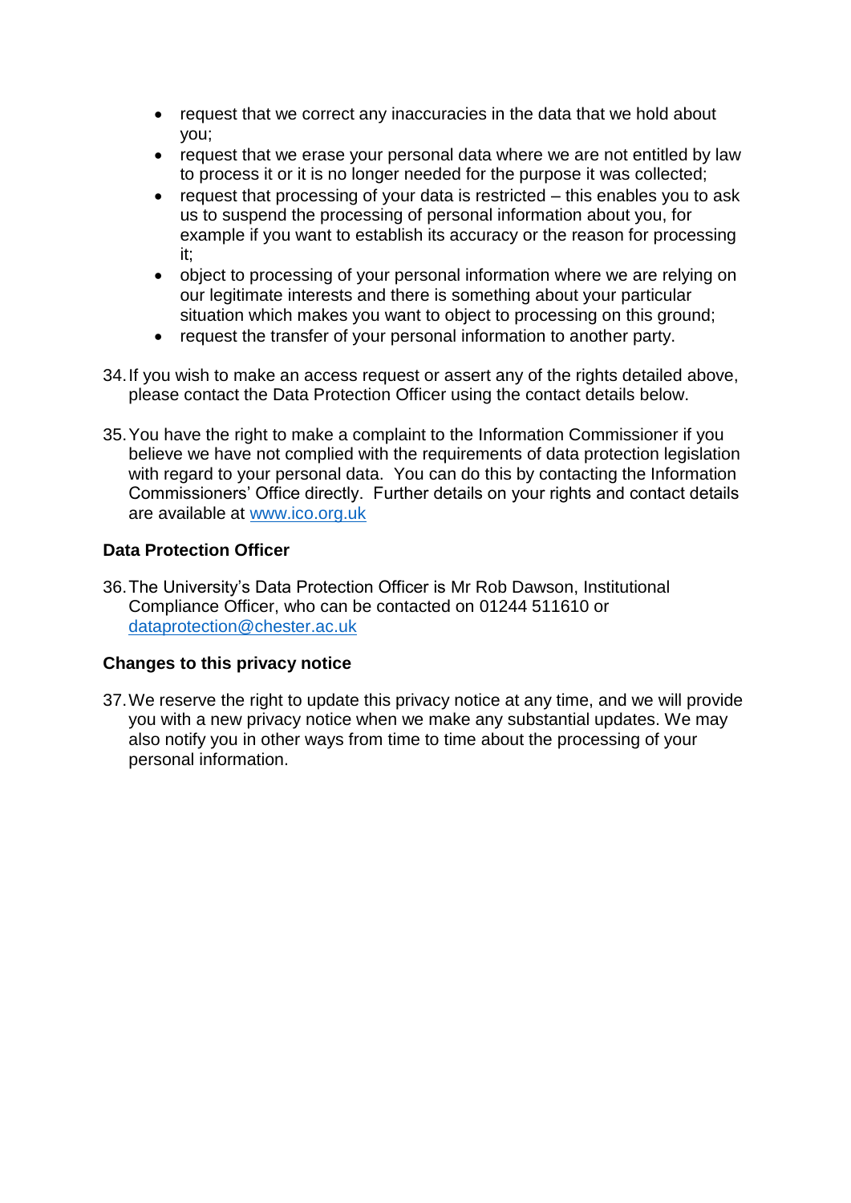- request that we correct any inaccuracies in the data that we hold about you;
- request that we erase your personal data where we are not entitled by law to process it or it is no longer needed for the purpose it was collected;
- request that processing of your data is restricted – this enables you to ask us to suspend the processing of personal information about you, for example if you want to establish its accuracy or the reason for processing it;
- object to processing of your personal information where we are relying on our legitimate interests and there is something about your particular situation which makes you want to object to processing on this ground;
- request the transfer of your personal information to another party.

34. If you wish to make an access request or assert any of the rights detailed above, please contact the Data Protection Officer using the contact details below.

35. You have the right to make a complaint to the Information Commissioner if you believe we have not complied with the requirements of data protection legislation with regard to your personal data. You can do this by contacting the Information Commissioners' Office directly. Further details on your rights and contact details are available at [www.ico.org.uk](http://www.ico.org.uk)

**Data Protection Officer**

36. The University's Data Protection Officer is Mr Rob Dawson, Institutional Compliance Officer, who can be contacted on 01244 511610 or [dataprotection@chester.ac.uk](mailto:dataprotection@chester.ac.uk)

**Changes to this privacy notice**

37. We reserve the right to update this privacy notice at any time, and we will provide you with a new privacy notice when we make any substantial updates. We may also notify you in other ways from time to time about the processing of your personal information.